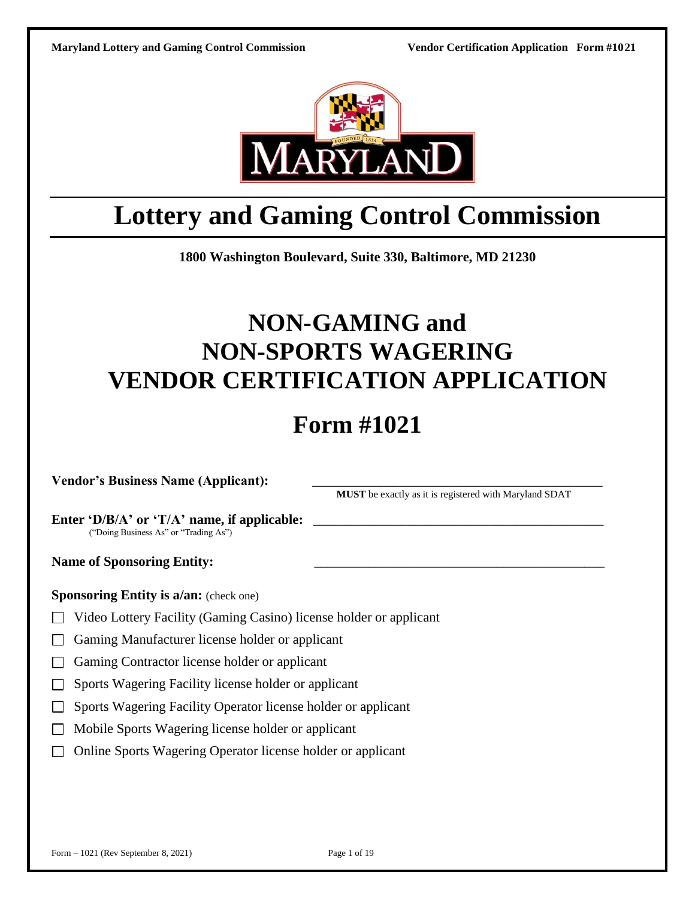# Lottery and Gaming Control Commission

**1800 Washington Boulevard, Suite 330, Baltimore, MD 21230**

# NON-GAMING and NON-SPORTS WAGERING VENDOR CERTIFICATION APPLICATION

# Form #1021

**Vendor's Business Name (Applicant):** ______________________________________________
**MUST** be exactly as it is registered with Maryland SDAT

**Enter 'D/B/A' or 'T/A' name, if applicable:** ______________________________________________
("Doing Business As" or "Trading As")

**Name of Sponsoring Entity:** ______________________________________________

**Sponsoring Entity is a/an:** (check one)

- ☐ Video Lottery Facility (Gaming Casino) license holder or applicant
- ☐ Gaming Manufacturer license holder or applicant
- ☐ Gaming Contractor license holder or applicant
- ☐ Sports Wagering Facility license holder or applicant
- ☐ Sports Wagering Facility Operator license holder or applicant
- ☐ Mobile Sports Wagering license holder or applicant
- ☐ Online Sports Wagering Operator license holder or applicant

Form – 1021 (Rev September 8, 2021)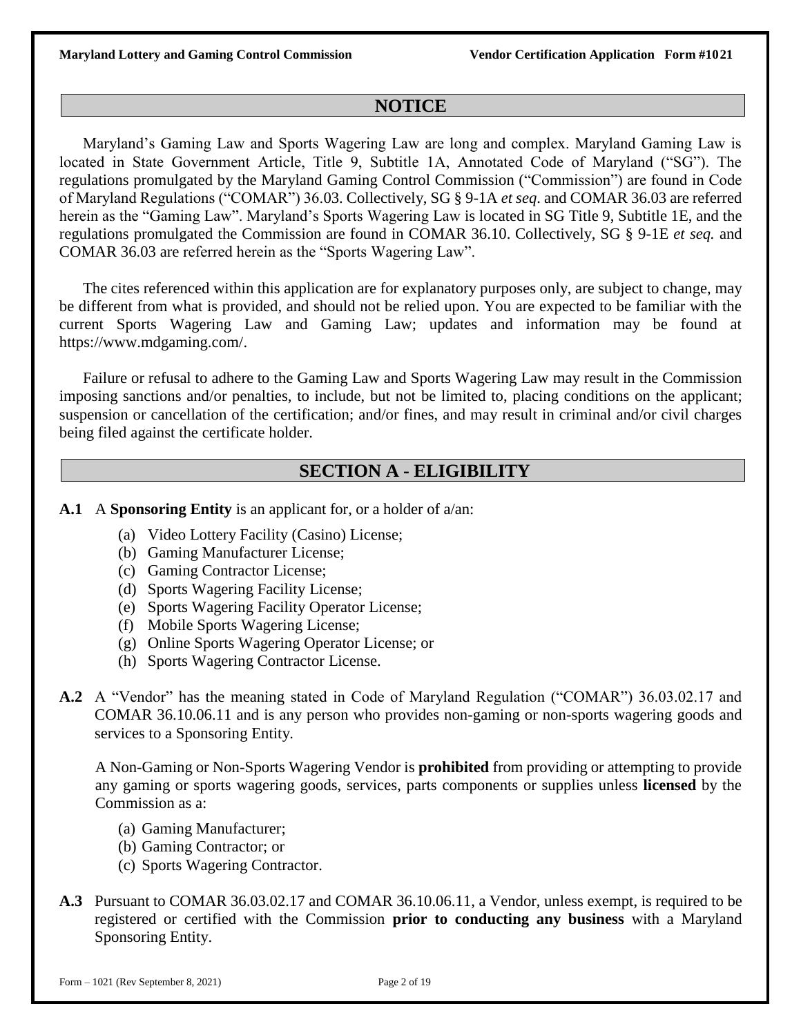## NOTICE

Maryland's Gaming Law and Sports Wagering Law are long and complex. Maryland Gaming Law is located in State Government Article, Title 9, Subtitle 1A, Annotated Code of Maryland ("SG"). The regulations promulgated by the Maryland Gaming Control Commission ("Commission") are found in Code of Maryland Regulations ("COMAR") 36.03. Collectively, SG § 9-1A *et seq*. and COMAR 36.03 are referred herein as the "Gaming Law". Maryland's Sports Wagering Law is located in SG Title 9, Subtitle 1E, and the regulations promulgated the Commission are found in COMAR 36.10. Collectively, SG § 9-1E *et seq.* and COMAR 36.03 are referred herein as the "Sports Wagering Law".

The cites referenced within this application are for explanatory purposes only, are subject to change, may be different from what is provided, and should not be relied upon. You are expected to be familiar with the current Sports Wagering Law and Gaming Law; updates and information may be found at https://www.mdgaming.com/.

Failure or refusal to adhere to the Gaming Law and Sports Wagering Law may result in the Commission imposing sanctions and/or penalties, to include, but not be limited to, placing conditions on the applicant; suspension or cancellation of the certification; and/or fines, and may result in criminal and/or civil charges being filed against the certificate holder.

## SECTION A - ELIGIBILITY

**A.1** A **Sponsoring Entity** is an applicant for, or a holder of a/an:

- (a) Video Lottery Facility (Casino) License;
- (b) Gaming Manufacturer License;
- (c) Gaming Contractor License;
- (d) Sports Wagering Facility License;
- (e) Sports Wagering Facility Operator License;
- (f) Mobile Sports Wagering License;
- (g) Online Sports Wagering Operator License; or
- (h) Sports Wagering Contractor License.

**A.2** A "Vendor" has the meaning stated in Code of Maryland Regulation ("COMAR") 36.03.02.17 and COMAR 36.10.06.11 and is any person who provides non-gaming or non-sports wagering goods and services to a Sponsoring Entity.

A Non-Gaming or Non-Sports Wagering Vendor is **prohibited** from providing or attempting to provide any gaming or sports wagering goods, services, parts components or supplies unless **licensed** by the Commission as a:

- (a) Gaming Manufacturer;
- (b) Gaming Contractor; or
- (c) Sports Wagering Contractor.

**A.3** Pursuant to COMAR 36.03.02.17 and COMAR 36.10.06.11, a Vendor, unless exempt, is required to be registered or certified with the Commission **prior to conducting any business** with a Maryland Sponsoring Entity.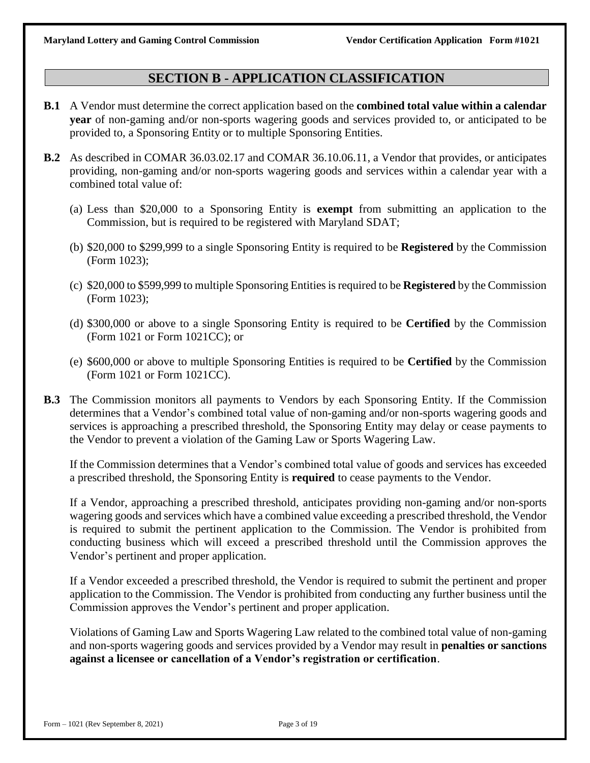## SECTION B - APPLICATION CLASSIFICATION

**B.1** A Vendor must determine the correct application based on the **combined total value within a calendar year** of non-gaming and/or non-sports wagering goods and services provided to, or anticipated to be provided to, a Sponsoring Entity or to multiple Sponsoring Entities.

**B.2** As described in COMAR 36.03.02.17 and COMAR 36.10.06.11, a Vendor that provides, or anticipates providing, non-gaming and/or non-sports wagering goods and services within a calendar year with a combined total value of:

(a) Less than $20,000 to a Sponsoring Entity is **exempt** from submitting an application to the Commission, but is required to be registered with Maryland SDAT;

(b) $20,000 to $299,999 to a single Sponsoring Entity is required to be **Registered** by the Commission (Form 1023);

(c) $20,000 to $599,999 to multiple Sponsoring Entities is required to be **Registered** by the Commission (Form 1023);

(d) $300,000 or above to a single Sponsoring Entity is required to be **Certified** by the Commission (Form 1021 or Form 1021CC); or

(e) $600,000 or above to multiple Sponsoring Entities is required to be **Certified** by the Commission (Form 1021 or Form 1021CC).

**B.3** The Commission monitors all payments to Vendors by each Sponsoring Entity. If the Commission determines that a Vendor's combined total value of non-gaming and/or non-sports wagering goods and services is approaching a prescribed threshold, the Sponsoring Entity may delay or cease payments to the Vendor to prevent a violation of the Gaming Law or Sports Wagering Law.

If the Commission determines that a Vendor's combined total value of goods and services has exceeded a prescribed threshold, the Sponsoring Entity is **required** to cease payments to the Vendor.

If a Vendor, approaching a prescribed threshold, anticipates providing non-gaming and/or non-sports wagering goods and services which have a combined value exceeding a prescribed threshold, the Vendor is required to submit the pertinent application to the Commission. The Vendor is prohibited from conducting business which will exceed a prescribed threshold until the Commission approves the Vendor's pertinent and proper application.

If a Vendor exceeded a prescribed threshold, the Vendor is required to submit the pertinent and proper application to the Commission. The Vendor is prohibited from conducting any further business until the Commission approves the Vendor's pertinent and proper application.

Violations of Gaming Law and Sports Wagering Law related to the combined total value of non-gaming and non-sports wagering goods and services provided by a Vendor may result in **penalties or sanctions against a licensee or cancellation of a Vendor's registration or certification**.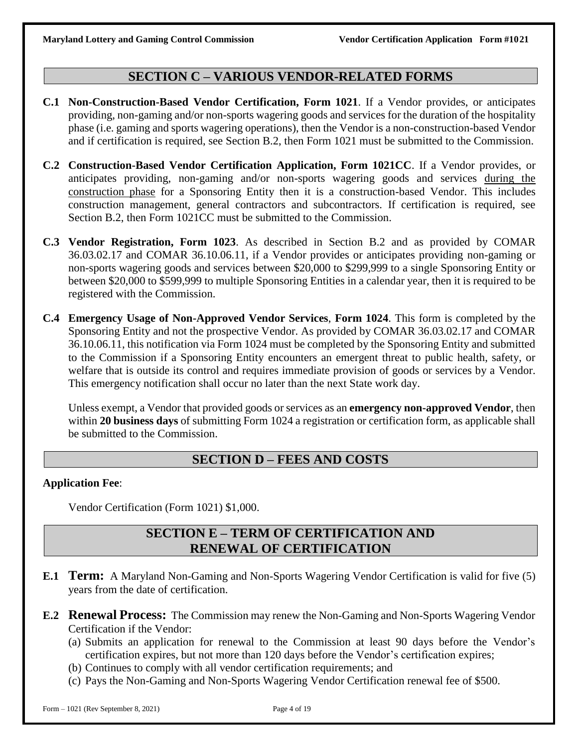## SECTION C – VARIOUS VENDOR-RELATED FORMS

**C.1 Non-Construction-Based Vendor Certification, Form 1021**. If a Vendor provides, or anticipates providing, non-gaming and/or non-sports wagering goods and services for the duration of the hospitality phase (i.e. gaming and sports wagering operations), then the Vendor is a non-construction-based Vendor and if certification is required, see Section B.2, then Form 1021 must be submitted to the Commission.

**C.2 Construction-Based Vendor Certification Application, Form 1021CC**. If a Vendor provides, or anticipates providing, non-gaming and/or non-sports wagering goods and services during the construction phase for a Sponsoring Entity then it is a construction-based Vendor. This includes construction management, general contractors and subcontractors. If certification is required, see Section B.2, then Form 1021CC must be submitted to the Commission.

**C.3 Vendor Registration, Form 1023**. As described in Section B.2 and as provided by COMAR 36.03.02.17 and COMAR 36.10.06.11, if a Vendor provides or anticipates providing non-gaming or non-sports wagering goods and services between $20,000 to $299,999 to a single Sponsoring Entity or between $20,000 to $599,999 to multiple Sponsoring Entities in a calendar year, then it is required to be registered with the Commission.

**C.4 Emergency Usage of Non-Approved Vendor Services**, **Form 1024**. This form is completed by the Sponsoring Entity and not the prospective Vendor. As provided by COMAR 36.03.02.17 and COMAR 36.10.06.11, this notification via Form 1024 must be completed by the Sponsoring Entity and submitted to the Commission if a Sponsoring Entity encounters an emergent threat to public health, safety, or welfare that is outside its control and requires immediate provision of goods or services by a Vendor. This emergency notification shall occur no later than the next State work day.

Unless exempt, a Vendor that provided goods or services as an **emergency non-approved Vendor**, then within **20 business days** of submitting Form 1024 a registration or certification form, as applicable shall be submitted to the Commission.

## SECTION D – FEES AND COSTS

**Application Fee**:

Vendor Certification (Form 1021) $1,000.

## SECTION E – TERM OF CERTIFICATION AND RENEWAL OF CERTIFICATION

**E.1 Term:** A Maryland Non-Gaming and Non-Sports Wagering Vendor Certification is valid for five (5) years from the date of certification.

**E.2 Renewal Process:** The Commission may renew the Non-Gaming and Non-Sports Wagering Vendor Certification if the Vendor:

(a) Submits an application for renewal to the Commission at least 90 days before the Vendor's certification expires, but not more than 120 days before the Vendor's certification expires;
(b) Continues to comply with all vendor certification requirements; and
(c) Pays the Non-Gaming and Non-Sports Wagering Vendor Certification renewal fee of $500.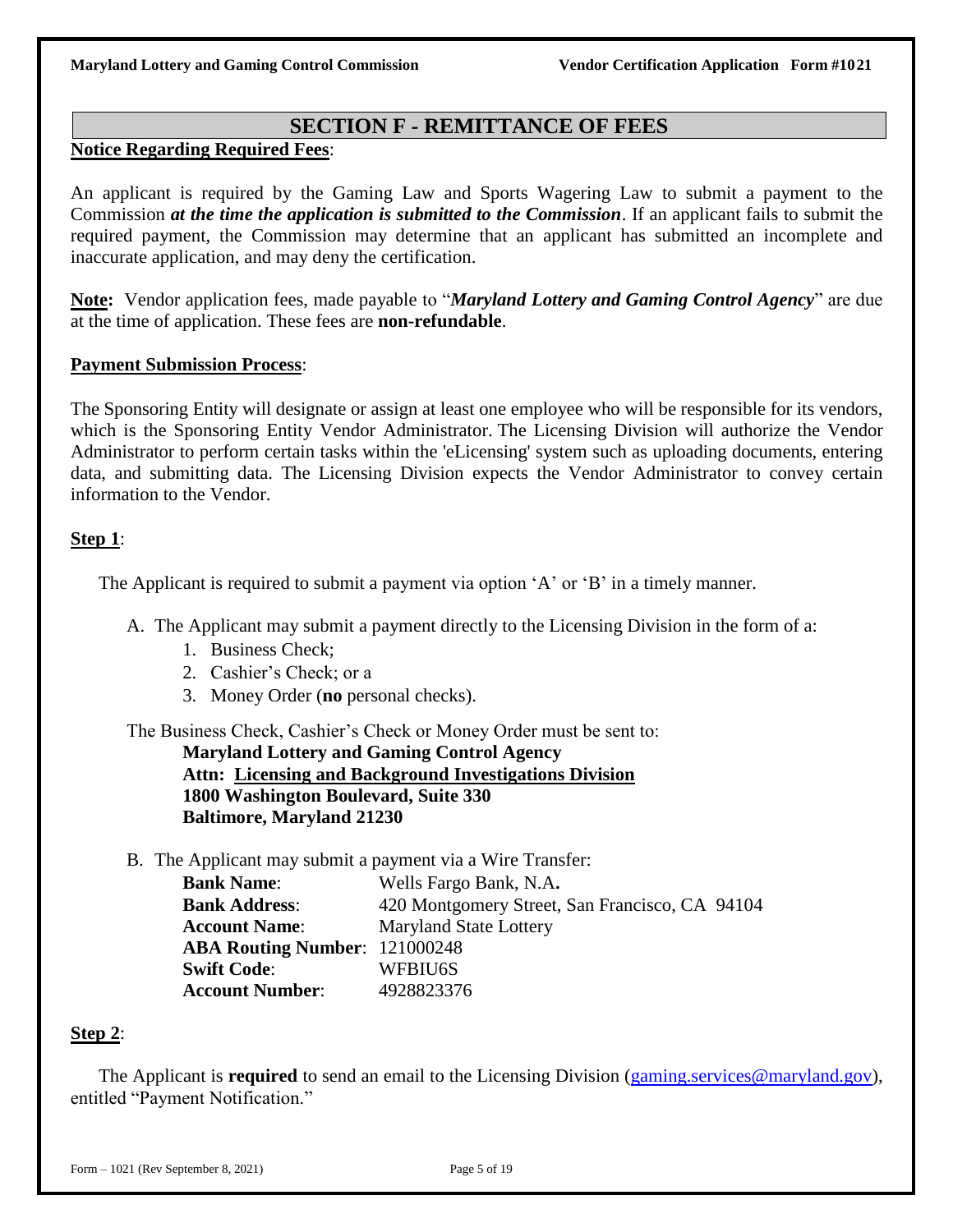## SECTION F - REMITTANCE OF FEES

**Notice Regarding Required Fees**:

An applicant is required by the Gaming Law and Sports Wagering Law to submit a payment to the Commission ***at the time the application is submitted to the Commission***. If an applicant fails to submit the required payment, the Commission may determine that an applicant has submitted an incomplete and inaccurate application, and may deny the certification.

**Note:** Vendor application fees, made payable to "***Maryland Lottery and Gaming Control Agency***" are due at the time of application. These fees are **non-refundable**.

**Payment Submission Process**:

The Sponsoring Entity will designate or assign at least one employee who will be responsible for its vendors, which is the Sponsoring Entity Vendor Administrator. The Licensing Division will authorize the Vendor Administrator to perform certain tasks within the 'eLicensing' system such as uploading documents, entering data, and submitting data. The Licensing Division expects the Vendor Administrator to convey certain information to the Vendor.

**Step 1**:

The Applicant is required to submit a payment via option 'A' or 'B' in a timely manner.

A. The Applicant may submit a payment directly to the Licensing Division in the form of a:
   1. Business Check;
   2. Cashier's Check; or a
   3. Money Order (**no** personal checks).

The Business Check, Cashier's Check or Money Order must be sent to:

**Maryland Lottery and Gaming Control Agency**
**Attn: Licensing and Background Investigations Division**
**1800 Washington Boulevard, Suite 330**
**Baltimore, Maryland 21230**

B. The Applicant may submit a payment via a Wire Transfer:

| | |
|---|---|
| **Bank Name**: | Wells Fargo Bank, N.A. |
| **Bank Address**: | 420 Montgomery Street, San Francisco, CA 94104 |
| **Account Name**: | Maryland State Lottery |
| **ABA Routing Number**: | 121000248 |
| **Swift Code**: | WFBIU6S |
| **Account Number**: | 4928823376 |

**Step 2**:

The Applicant is **required** to send an email to the Licensing Division (gaming.services@maryland.gov), entitled "Payment Notification."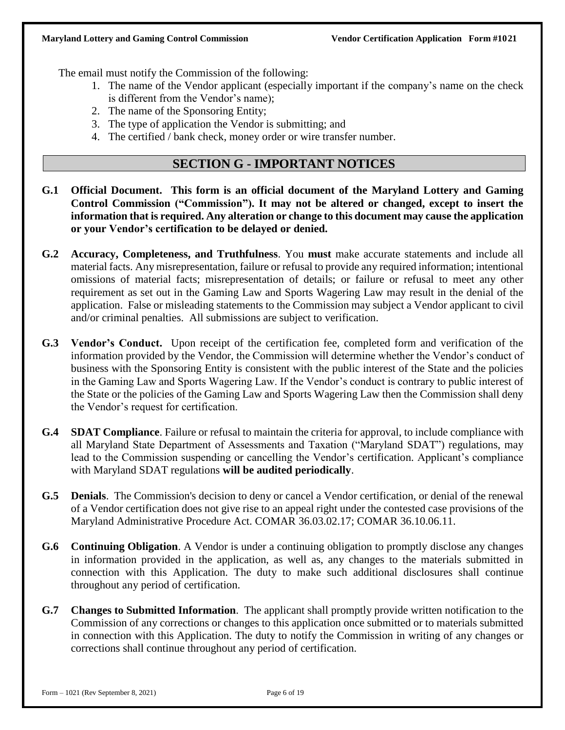The email must notify the Commission of the following:

1. The name of the Vendor applicant (especially important if the company's name on the check is different from the Vendor's name);
2. The name of the Sponsoring Entity;
3. The type of application the Vendor is submitting; and
4. The certified / bank check, money order or wire transfer number.

## SECTION G - IMPORTANT NOTICES

**G.1 Official Document. This form is an official document of the Maryland Lottery and Gaming Control Commission ("Commission"). It may not be altered or changed, except to insert the information that is required. Any alteration or change to this document may cause the application or your Vendor's certification to be delayed or denied.**

**G.2 Accuracy, Completeness, and Truthfulness**. You **must** make accurate statements and include all material facts. Any misrepresentation, failure or refusal to provide any required information; intentional omissions of material facts; misrepresentation of details; or failure or refusal to meet any other requirement as set out in the Gaming Law and Sports Wagering Law may result in the denial of the application. False or misleading statements to the Commission may subject a Vendor applicant to civil and/or criminal penalties. All submissions are subject to verification.

**G.3 Vendor's Conduct.** Upon receipt of the certification fee, completed form and verification of the information provided by the Vendor, the Commission will determine whether the Vendor's conduct of business with the Sponsoring Entity is consistent with the public interest of the State and the policies in the Gaming Law and Sports Wagering Law. If the Vendor's conduct is contrary to public interest of the State or the policies of the Gaming Law and Sports Wagering Law then the Commission shall deny the Vendor's request for certification.

**G.4 SDAT Compliance**. Failure or refusal to maintain the criteria for approval, to include compliance with all Maryland State Department of Assessments and Taxation ("Maryland SDAT") regulations, may lead to the Commission suspending or cancelling the Vendor's certification. Applicant's compliance with Maryland SDAT regulations **will be audited periodically**.

**G.5 Denials**. The Commission's decision to deny or cancel a Vendor certification, or denial of the renewal of a Vendor certification does not give rise to an appeal right under the contested case provisions of the Maryland Administrative Procedure Act. COMAR 36.03.02.17; COMAR 36.10.06.11.

**G.6 Continuing Obligation**. A Vendor is under a continuing obligation to promptly disclose any changes in information provided in the application, as well as, any changes to the materials submitted in connection with this Application. The duty to make such additional disclosures shall continue throughout any period of certification.

**G.7 Changes to Submitted Information**. The applicant shall promptly provide written notification to the Commission of any corrections or changes to this application once submitted or to materials submitted in connection with this Application. The duty to notify the Commission in writing of any changes or corrections shall continue throughout any period of certification.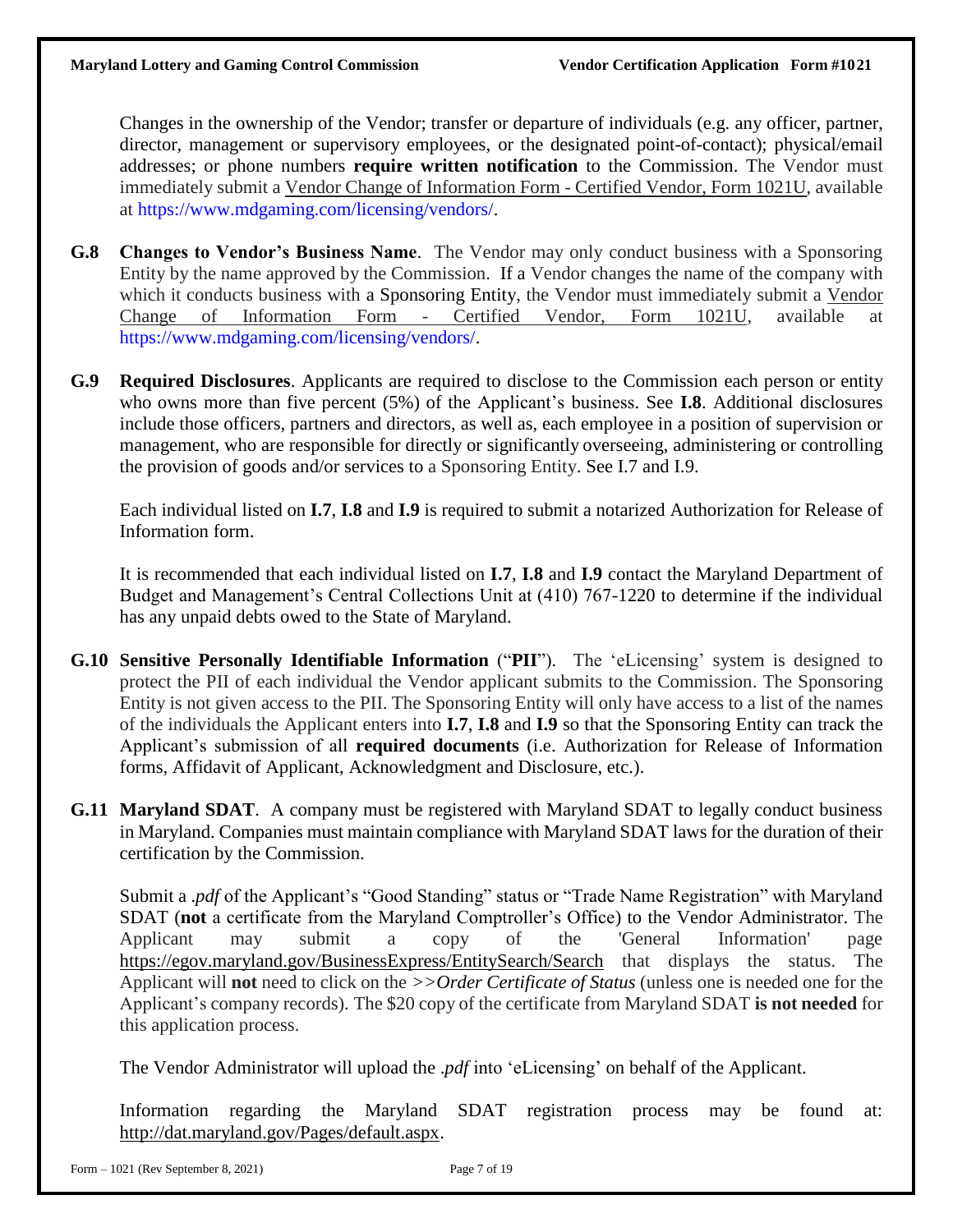Changes in the ownership of the Vendor; transfer or departure of individuals (e.g. any officer, partner, director, management or supervisory employees, or the designated point-of-contact); physical/email addresses; or phone numbers **require written notification** to the Commission. The Vendor must immediately submit a Vendor Change of Information Form - Certified Vendor, Form 1021U, available at https://www.mdgaming.com/licensing/vendors/.

**G.8 Changes to Vendor's Business Name**. The Vendor may only conduct business with a Sponsoring Entity by the name approved by the Commission. If a Vendor changes the name of the company with which it conducts business with a Sponsoring Entity, the Vendor must immediately submit a Vendor Change of Information Form - Certified Vendor, Form 1021U, available at https://www.mdgaming.com/licensing/vendors/.

**G.9 Required Disclosures**. Applicants are required to disclose to the Commission each person or entity who owns more than five percent (5%) of the Applicant's business. See **I.8**. Additional disclosures include those officers, partners and directors, as well as, each employee in a position of supervision or management, who are responsible for directly or significantly overseeing, administering or controlling the provision of goods and/or services to a Sponsoring Entity. See I.7 and I.9.

Each individual listed on **I.7**, **I.8** and **I.9** is required to submit a notarized Authorization for Release of Information form.

It is recommended that each individual listed on **I.7**, **I.8** and **I.9** contact the Maryland Department of Budget and Management's Central Collections Unit at (410) 767-1220 to determine if the individual has any unpaid debts owed to the State of Maryland.

**G.10 Sensitive Personally Identifiable Information** ("**PII**"). The 'eLicensing' system is designed to protect the PII of each individual the Vendor applicant submits to the Commission. The Sponsoring Entity is not given access to the PII. The Sponsoring Entity will only have access to a list of the names of the individuals the Applicant enters into **I.7**, **I.8** and **I.9** so that the Sponsoring Entity can track the Applicant's submission of all **required documents** (i.e. Authorization for Release of Information forms, Affidavit of Applicant, Acknowledgment and Disclosure, etc.).

**G.11 Maryland SDAT**. A company must be registered with Maryland SDAT to legally conduct business in Maryland. Companies must maintain compliance with Maryland SDAT laws for the duration of their certification by the Commission.

Submit a *.pdf* of the Applicant's "Good Standing" status or "Trade Name Registration" with Maryland SDAT (**not** a certificate from the Maryland Comptroller's Office) to the Vendor Administrator. The Applicant may submit a copy of the 'General Information' page https://egov.maryland.gov/BusinessExpress/EntitySearch/Search that displays the status. The Applicant will **not** need to click on the *>>Order Certificate of Status* (unless one is needed one for the Applicant's company records). The $20 copy of the certificate from Maryland SDAT **is not needed** for this application process.

The Vendor Administrator will upload the *.pdf* into 'eLicensing' on behalf of the Applicant.

Information regarding the Maryland SDAT registration process may be found at: http://dat.maryland.gov/Pages/default.aspx.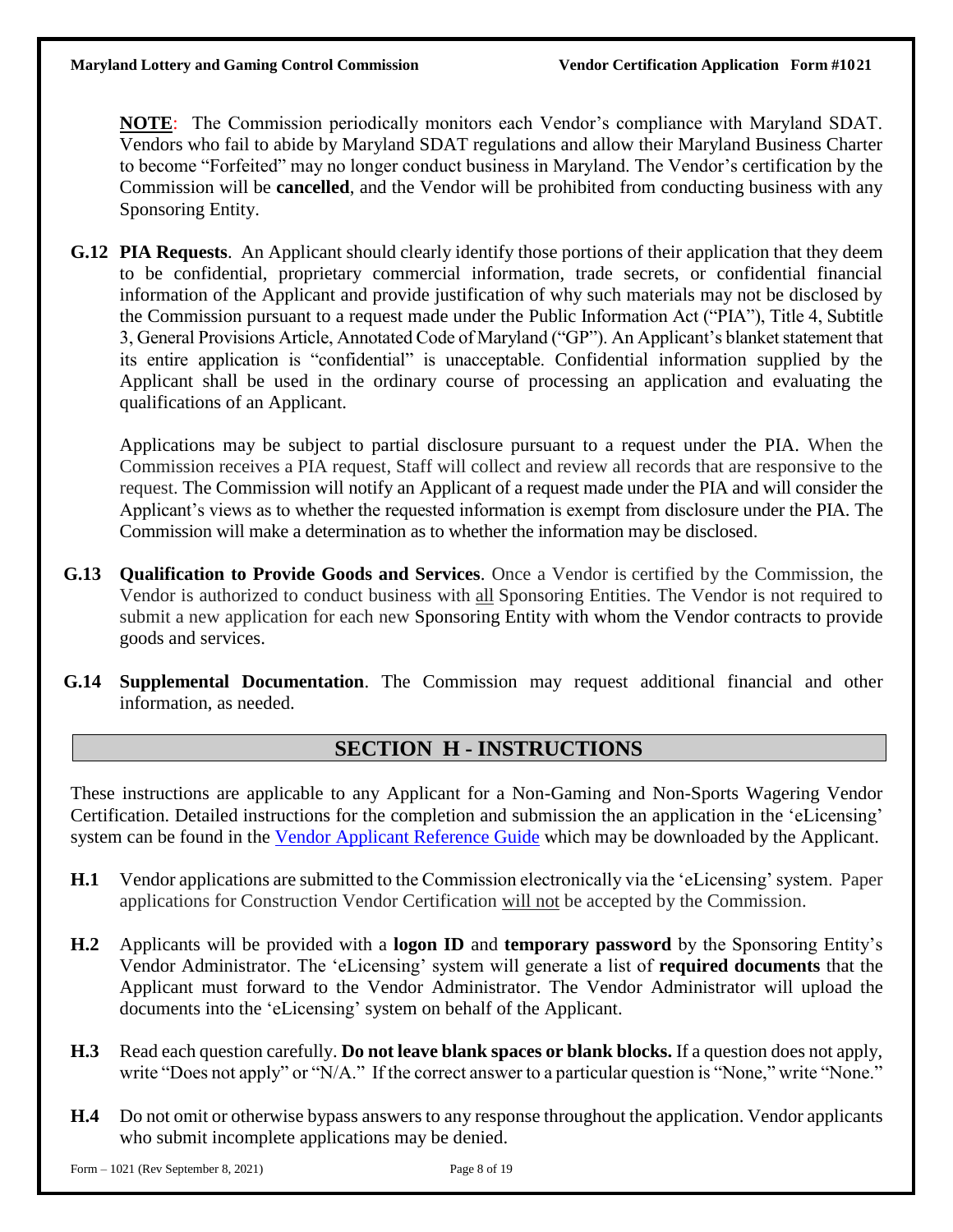**NOTE**: The Commission periodically monitors each Vendor's compliance with Maryland SDAT. Vendors who fail to abide by Maryland SDAT regulations and allow their Maryland Business Charter to become "Forfeited" may no longer conduct business in Maryland. The Vendor's certification by the Commission will be **cancelled**, and the Vendor will be prohibited from conducting business with any Sponsoring Entity.

**G.12 PIA Requests**. An Applicant should clearly identify those portions of their application that they deem to be confidential, proprietary commercial information, trade secrets, or confidential financial information of the Applicant and provide justification of why such materials may not be disclosed by the Commission pursuant to a request made under the Public Information Act ("PIA"), Title 4, Subtitle 3, General Provisions Article, Annotated Code of Maryland ("GP"). An Applicant's blanket statement that its entire application is "confidential" is unacceptable. Confidential information supplied by the Applicant shall be used in the ordinary course of processing an application and evaluating the qualifications of an Applicant.

Applications may be subject to partial disclosure pursuant to a request under the PIA. When the Commission receives a PIA request, Staff will collect and review all records that are responsive to the request. The Commission will notify an Applicant of a request made under the PIA and will consider the Applicant's views as to whether the requested information is exempt from disclosure under the PIA. The Commission will make a determination as to whether the information may be disclosed.

**G.13 Qualification to Provide Goods and Services**. Once a Vendor is certified by the Commission, the Vendor is authorized to conduct business with all Sponsoring Entities. The Vendor is not required to submit a new application for each new Sponsoring Entity with whom the Vendor contracts to provide goods and services.

**G.14 Supplemental Documentation**. The Commission may request additional financial and other information, as needed.

## SECTION H - INSTRUCTIONS

These instructions are applicable to any Applicant for a Non-Gaming and Non-Sports Wagering Vendor Certification. Detailed instructions for the completion and submission the an application in the 'eLicensing' system can be found in the Vendor Applicant Reference Guide which may be downloaded by the Applicant.

**H.1** Vendor applications are submitted to the Commission electronically via the 'eLicensing' system. Paper applications for Construction Vendor Certification will not be accepted by the Commission.

**H.2** Applicants will be provided with a **logon ID** and **temporary password** by the Sponsoring Entity's Vendor Administrator. The 'eLicensing' system will generate a list of **required documents** that the Applicant must forward to the Vendor Administrator. The Vendor Administrator will upload the documents into the 'eLicensing' system on behalf of the Applicant.

**H.3** Read each question carefully. **Do not leave blank spaces or blank blocks.** If a question does not apply, write "Does not apply" or "N/A." If the correct answer to a particular question is "None," write "None."

**H.4** Do not omit or otherwise bypass answers to any response throughout the application. Vendor applicants who submit incomplete applications may be denied.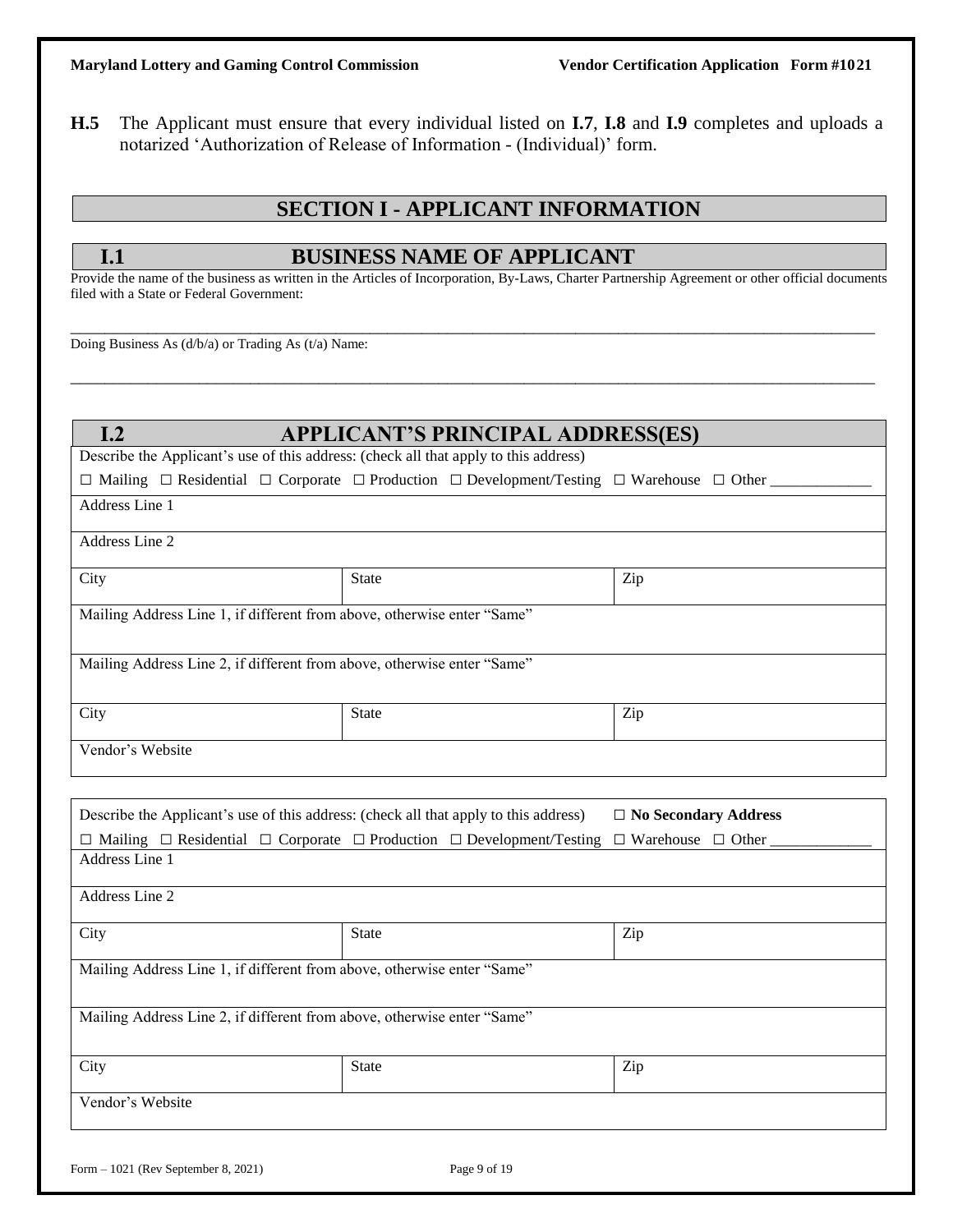**H.5** The Applicant must ensure that every individual listed on **I.7**, **I.8** and **I.9** completes and uploads a notarized 'Authorization of Release of Information - (Individual)' form.

## SECTION I - APPLICANT INFORMATION

### I.1 BUSINESS NAME OF APPLICANT

Provide the name of the business as written in the Articles of Incorporation, By-Laws, Charter Partnership Agreement or other official documents filed with a State or Federal Government:

_______________________________________________________________________________________________

Doing Business As (d/b/a) or Trading As (t/a) Name:

_______________________________________________________________________________________________

### I.2 APPLICANT'S PRINCIPAL ADDRESS(ES)

| | | |
|---|---|---|
| Describe the Applicant's use of this address: (check all that apply to this address)<br>☐ Mailing ☐ Residential ☐ Corporate ☐ Production ☐ Development/Testing ☐ Warehouse ☐ Other ____________ | | |
| Address Line 1 | | |
| Address Line 2 | | |
| City | State | Zip |
| Mailing Address Line 1, if different from above, otherwise enter "Same" | | |
| Mailing Address Line 2, if different from above, otherwise enter "Same" | | |
| City | State | Zip |
| Vendor's Website | | |

| | | |
|---|---|---|
| Describe the Applicant's use of this address: (check all that apply to this address) ☐ **No Secondary Address**<br>☐ Mailing ☐ Residential ☐ Corporate ☐ Production ☐ Development/Testing ☐ Warehouse ☐ Other ____________ | | |
| Address Line 1 | | |
| Address Line 2 | | |
| City | State | Zip |
| Mailing Address Line 1, if different from above, otherwise enter "Same" | | |
| Mailing Address Line 2, if different from above, otherwise enter "Same" | | |
| City | State | Zip |
| Vendor's Website | | |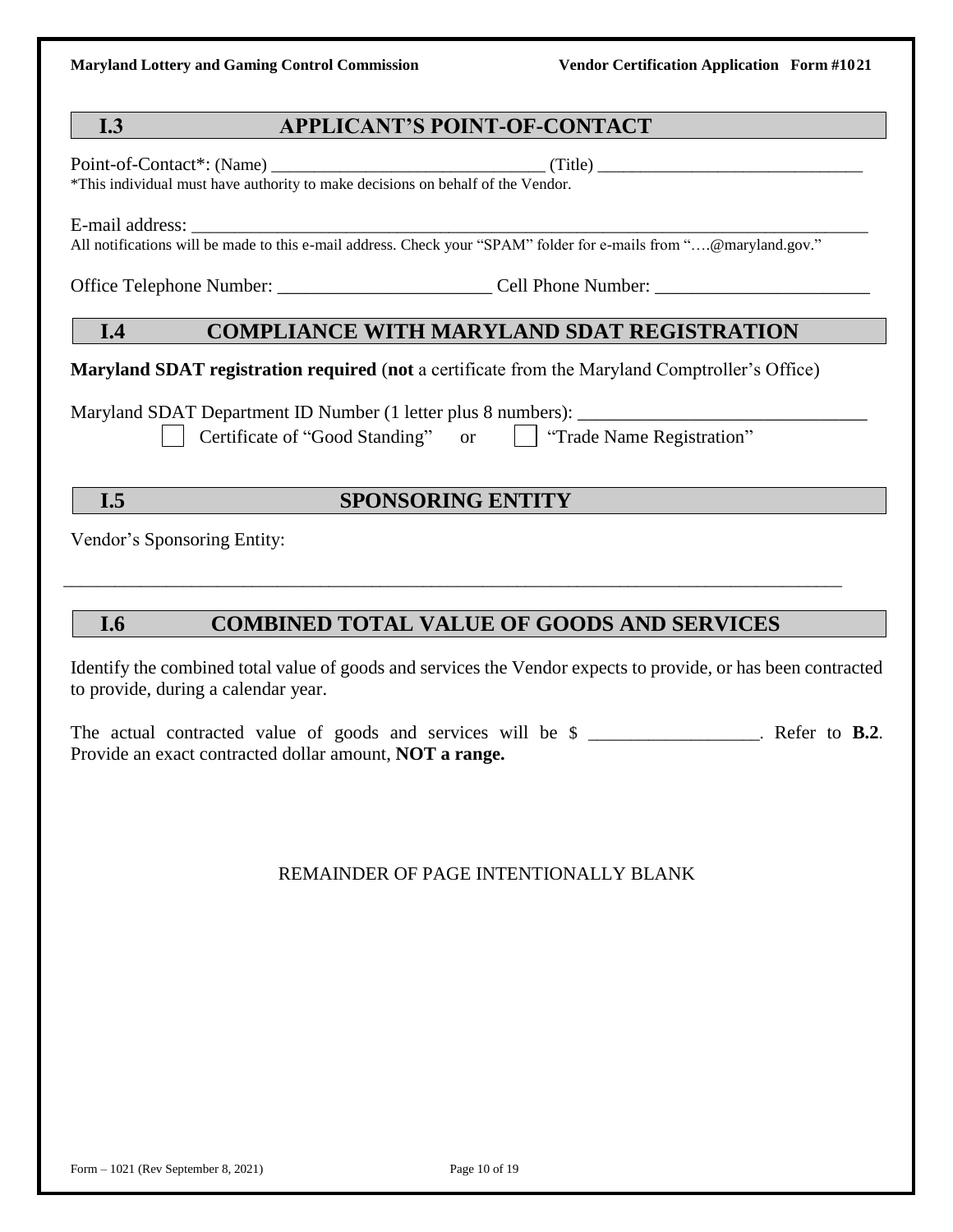## I.3 APPLICANT'S POINT-OF-CONTACT

Point-of-Contact*: (Name) ______________________________ (Title) ______________________________

*This individual must have authority to make decisions on behalf of the Vendor.

E-mail address: ________________________________________________________________________________

All notifications will be made to this e-mail address. Check your "SPAM" folder for e-mails from "….@maryland.gov."

Office Telephone Number: ______________________ Cell Phone Number: ______________________

## I.4 COMPLIANCE WITH MARYLAND SDAT REGISTRATION

**Maryland SDAT registration required** (**not** a certificate from the Maryland Comptroller's Office)

Maryland SDAT Department ID Number (1 letter plus 8 numbers): ______________________________

☐ Certificate of "Good Standing" or ☐ "Trade Name Registration"

## I.5 SPONSORING ENTITY

Vendor's Sponsoring Entity:

________________________________________________________________________________________

## I.6 COMBINED TOTAL VALUE OF GOODS AND SERVICES

Identify the combined total value of goods and services the Vendor expects to provide, or has been contracted to provide, during a calendar year.

The actual contracted value of goods and services will be $ __________________. Refer to **B.2**. Provide an exact contracted dollar amount, **NOT a range.**

REMAINDER OF PAGE INTENTIONALLY BLANK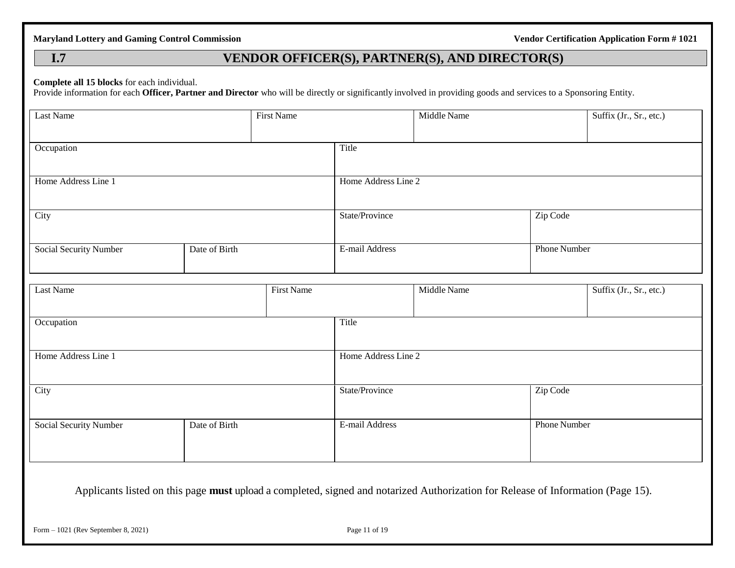## I.7 VENDOR OFFICER(S), PARTNER(S), AND DIRECTOR(S)

**Complete all 15 blocks** for each individual.
Provide information for each **Officer, Partner and Director** who will be directly or significantly involved in providing goods and services to a Sponsoring Entity.

| Last Name | First Name | Middle Name | Suffix (Jr., Sr., etc.) |
|---|---|---|---|
| | | | |

| Occupation | Title |
|---|---|
| | |

| Home Address Line 1 | Home Address Line 2 |
|---|---|
| | |

| City | State/Province | Zip Code |
|---|---|---|
| | | |

| Social Security Number | Date of Birth | E-mail Address | Phone Number |
|---|---|---|---|
| | | | |

| Last Name | First Name | Middle Name | Suffix (Jr., Sr., etc.) |
|---|---|---|---|
| | | | |

| Occupation | Title |
|---|---|
| | |

| Home Address Line 1 | Home Address Line 2 |
|---|---|
| | |

| City | State/Province | Zip Code |
|---|---|---|
| | | |

| Social Security Number | Date of Birth | E-mail Address | Phone Number |
|---|---|---|---|
| | | | |

Applicants listed on this page **must** upload a completed, signed and notarized Authorization for Release of Information (Page 15).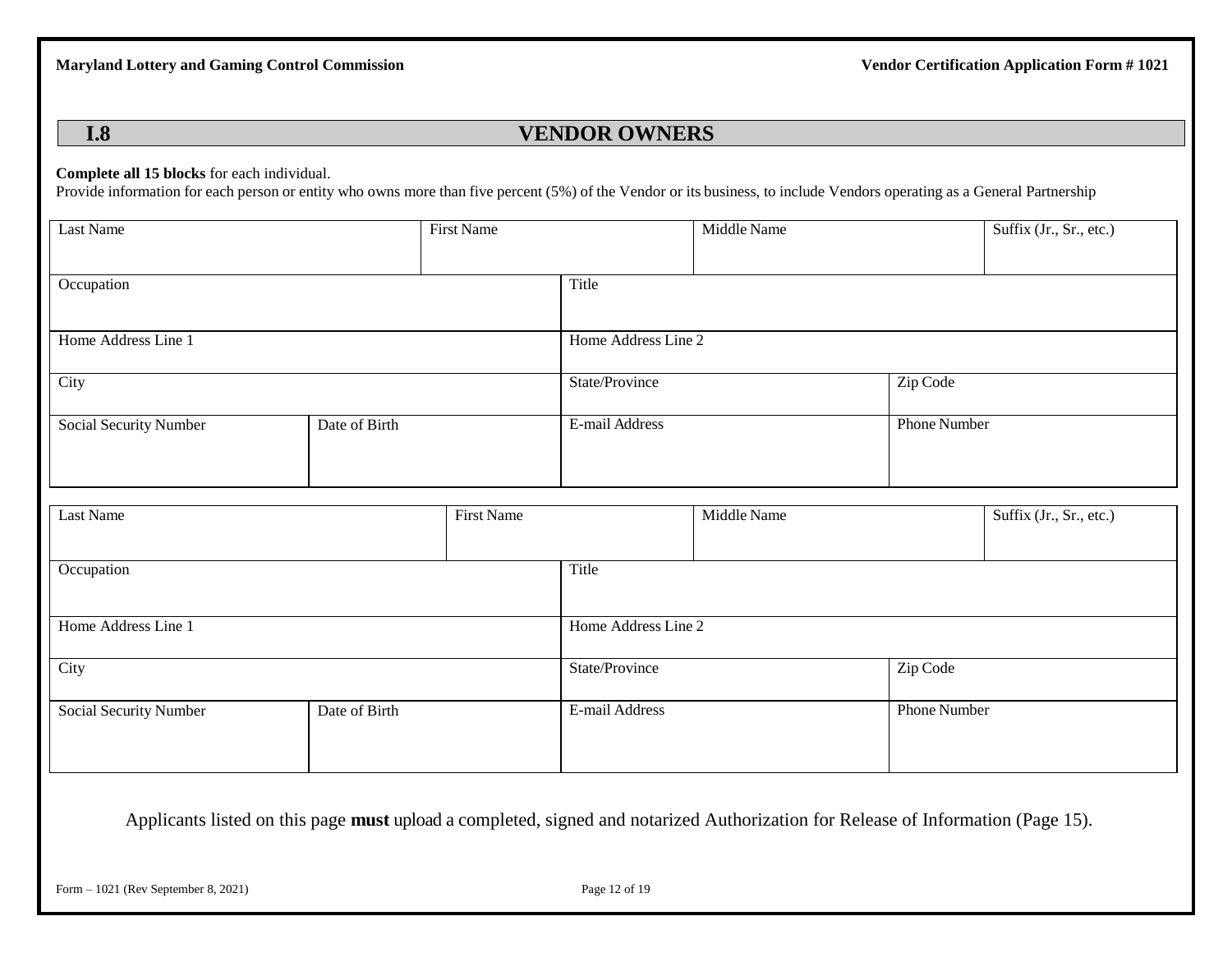## I.8 VENDOR OWNERS

**Complete all 15 blocks** for each individual.
Provide information for each person or entity who owns more than five percent (5%) of the Vendor or its business, to include Vendors operating as a General Partnership

| Last Name | | First Name | Middle Name | Suffix (Jr., Sr., etc.) |
|---|---|---|---|---|
| Occupation | | Title | | |
| Home Address Line 1 | | Home Address Line 2 | | |
| City | | State/Province | Zip Code | |
| Social Security Number | Date of Birth | E-mail Address | Phone Number | |

| Last Name | | First Name | Middle Name | Suffix (Jr., Sr., etc.) |
|---|---|---|---|---|
| Occupation | | Title | | |
| Home Address Line 1 | | Home Address Line 2 | | |
| City | | State/Province | Zip Code | |
| Social Security Number | Date of Birth | E-mail Address | Phone Number | |

Applicants listed on this page **must** upload a completed, signed and notarized Authorization for Release of Information (Page 15).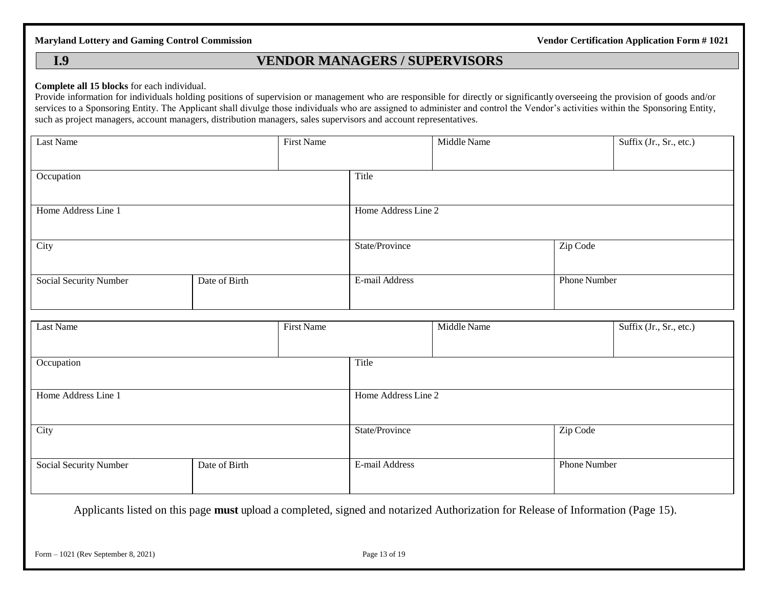## I.9 VENDOR MANAGERS / SUPERVISORS

**Complete all 15 blocks** for each individual.
Provide information for individuals holding positions of supervision or management who are responsible for directly or significantly overseeing the provision of goods and/or services to a Sponsoring Entity. The Applicant shall divulge those individuals who are assigned to administer and control the Vendor's activities within the Sponsoring Entity, such as project managers, account managers, distribution managers, sales supervisors and account representatives.

| Last Name | | First Name | | Middle Name | Suffix (Jr., Sr., etc.) |
|---|---|---|---|---|---|
| Occupation | | | Title | | |
| Home Address Line 1 | | | Home Address Line 2 | | |
| City | | | State/Province | Zip Code | |
| Social Security Number | Date of Birth | | E-mail Address | Phone Number | |

| Last Name | | First Name | | Middle Name | Suffix (Jr., Sr., etc.) |
|---|---|---|---|---|---|
| Occupation | | | Title | | |
| Home Address Line 1 | | | Home Address Line 2 | | |
| City | | | State/Province | Zip Code | |
| Social Security Number | Date of Birth | | E-mail Address | Phone Number | |

Applicants listed on this page **must** upload a completed, signed and notarized Authorization for Release of Information (Page 15).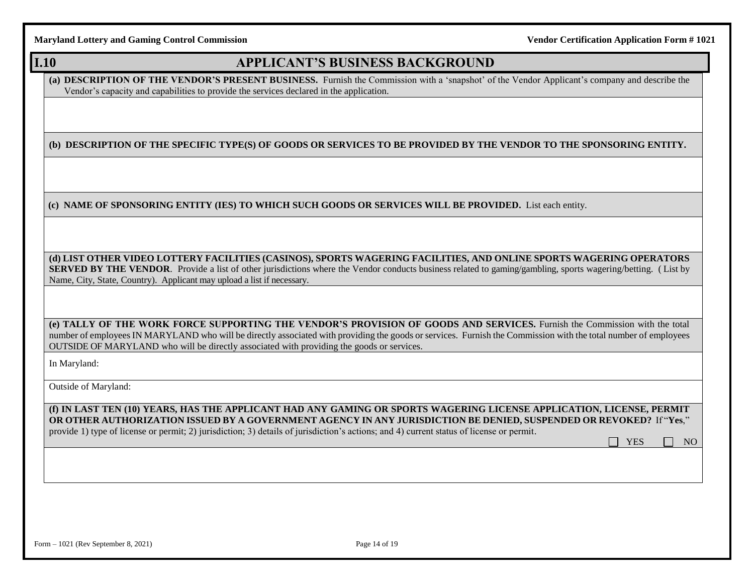## I.10 APPLICANT'S BUSINESS BACKGROUND

**(a) DESCRIPTION OF THE VENDOR'S PRESENT BUSINESS.** Furnish the Commission with a 'snapshot' of the Vendor Applicant's company and describe the Vendor's capacity and capabilities to provide the services declared in the application.

**(b) DESCRIPTION OF THE SPECIFIC TYPE(S) OF GOODS OR SERVICES TO BE PROVIDED BY THE VENDOR TO THE SPONSORING ENTITY.**

**(c) NAME OF SPONSORING ENTITY (IES) TO WHICH SUCH GOODS OR SERVICES WILL BE PROVIDED.** List each entity.

**(d) LIST OTHER VIDEO LOTTERY FACILITIES (CASINOS), SPORTS WAGERING FACILITIES, AND ONLINE SPORTS WAGERING OPERATORS SERVED BY THE VENDOR**. Provide a list of other jurisdictions where the Vendor conducts business related to gaming/gambling, sports wagering/betting. ( List by Name, City, State, Country). Applicant may upload a list if necessary.

**(e) TALLY OF THE WORK FORCE SUPPORTING THE VENDOR'S PROVISION OF GOODS AND SERVICES.** Furnish the Commission with the total number of employees IN MARYLAND who will be directly associated with providing the goods or services. Furnish the Commission with the total number of employees OUTSIDE OF MARYLAND who will be directly associated with providing the goods or services.

In Maryland:

Outside of Maryland:

**(f) IN LAST TEN (10) YEARS, HAS THE APPLICANT HAD ANY GAMING OR SPORTS WAGERING LICENSE APPLICATION, LICENSE, PERMIT OR OTHER AUTHORIZATION ISSUED BY A GOVERNMENT AGENCY IN ANY JURISDICTION BE DENIED, SUSPENDED OR REVOKED?** If "**Yes**," provide 1) type of license or permit; 2) jurisdiction; 3) details of jurisdiction's actions; and 4) current status of license or permit.

☐ YES ☐ NO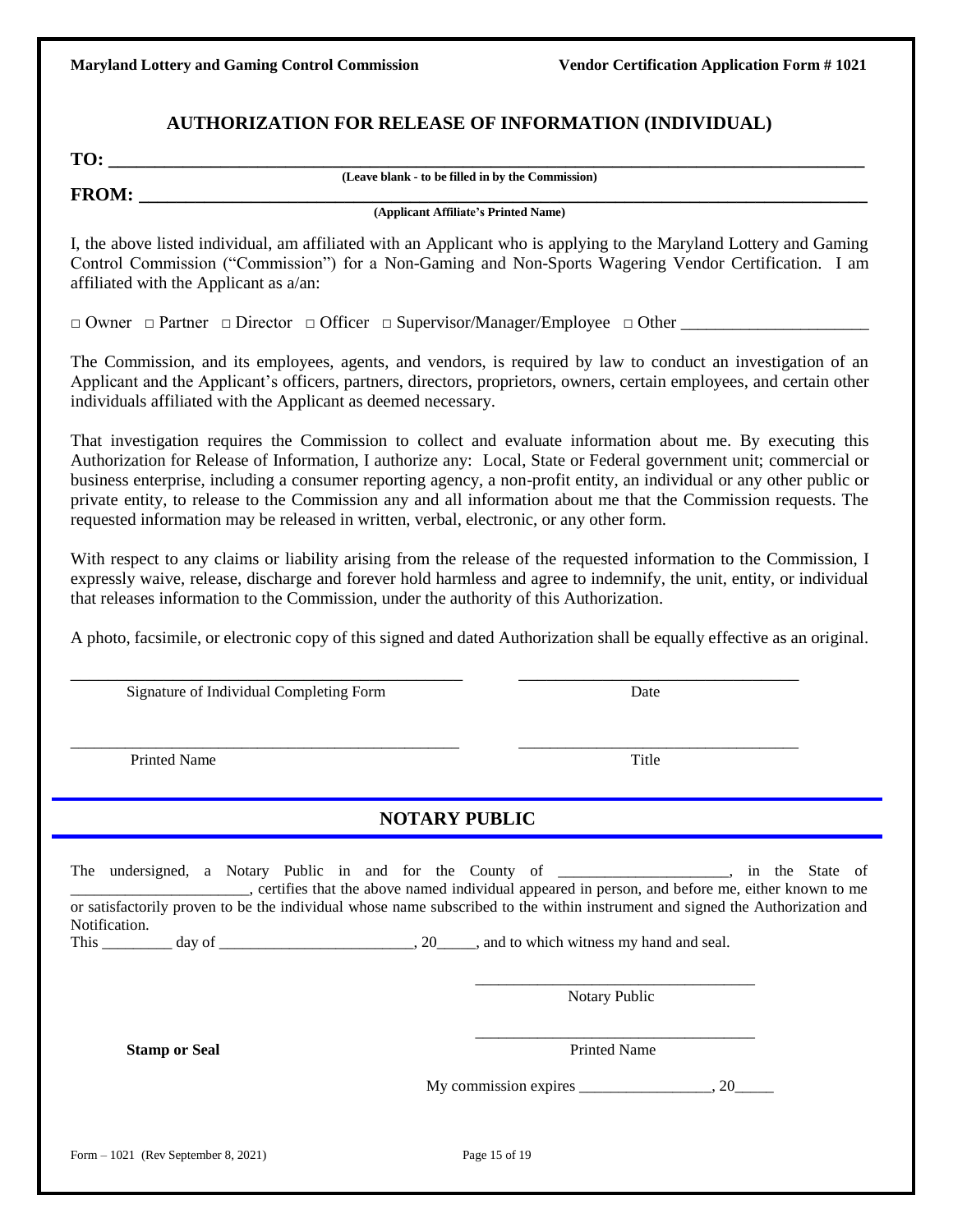## AUTHORIZATION FOR RELEASE OF INFORMATION (INDIVIDUAL)

**TO:** ______________________________________________________________________________

(Leave blank - to be filled in by the Commission)

**FROM:** ____________________________________________________________________________

(Applicant Affiliate's Printed Name)

I, the above listed individual, am affiliated with an Applicant who is applying to the Maryland Lottery and Gaming Control Commission ("Commission") for a Non-Gaming and Non-Sports Wagering Vendor Certification. I am affiliated with the Applicant as a/an:

□ Owner □ Partner □ Director □ Officer □ Supervisor/Manager/Employee □ Other ______________________

The Commission, and its employees, agents, and vendors, is required by law to conduct an investigation of an Applicant and the Applicant's officers, partners, directors, proprietors, owners, certain employees, and certain other individuals affiliated with the Applicant as deemed necessary.

That investigation requires the Commission to collect and evaluate information about me. By executing this Authorization for Release of Information, I authorize any: Local, State or Federal government unit; commercial or business enterprise, including a consumer reporting agency, a non-profit entity, an individual or any other public or private entity, to release to the Commission any and all information about me that the Commission requests. The requested information may be released in written, verbal, electronic, or any other form.

With respect to any claims or liability arising from the release of the requested information to the Commission, I expressly waive, release, discharge and forever hold harmless and agree to indemnify, the unit, entity, or individual that releases information to the Commission, under the authority of this Authorization.

A photo, facsimile, or electronic copy of this signed and dated Authorization shall be equally effective as an original.

_______________________________________ _______________________________

Signature of Individual Completing Form Date

_______________________________________ _______________________________

Printed Name Title

## NOTARY PUBLIC

The undersigned, a Notary Public in and for the County of _____________________, in the State of _______________________, certifies that the above named individual appeared in person, and before me, either known to me or satisfactorily proven to be the individual whose name subscribed to the within instrument and signed the Authorization and Notification.

This _________ day of _________________________, 20_____, and to which witness my hand and seal.

___________________________________

Notary Public

**Stamp or Seal**

___________________________________

Printed Name

My commission expires _________________, 20_____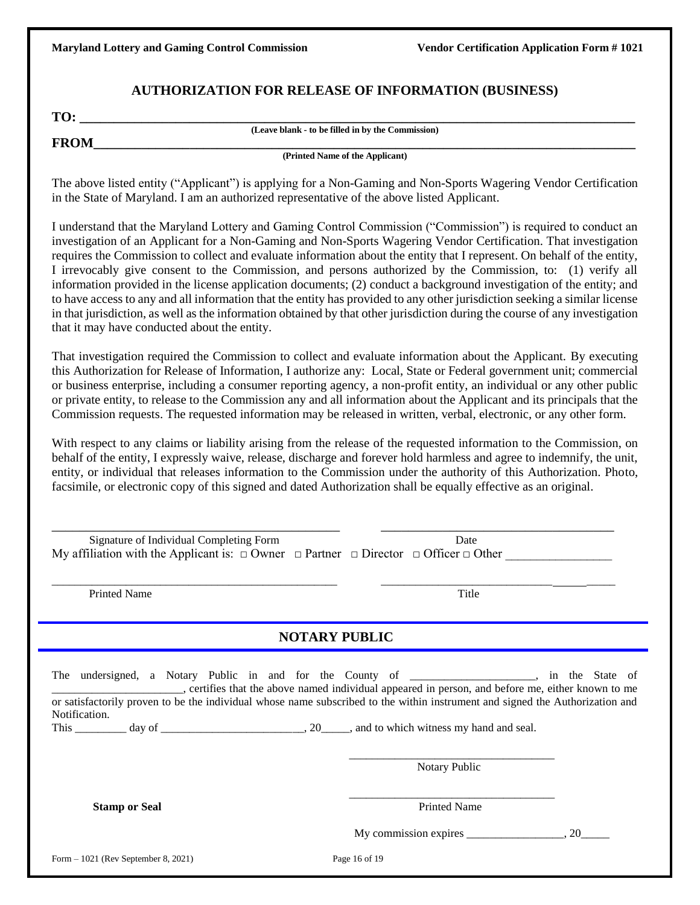## AUTHORIZATION FOR RELEASE OF INFORMATION (BUSINESS)

**TO:** ______________________________________________________________________________
**(Leave blank - to be filled in by the Commission)**

**FROM**______________________________________________________________________________
**(Printed Name of the Applicant)**

The above listed entity ("Applicant") is applying for a Non-Gaming and Non-Sports Wagering Vendor Certification in the State of Maryland. I am an authorized representative of the above listed Applicant.

I understand that the Maryland Lottery and Gaming Control Commission ("Commission") is required to conduct an investigation of an Applicant for a Non-Gaming and Non-Sports Wagering Vendor Certification. That investigation requires the Commission to collect and evaluate information about the entity that I represent. On behalf of the entity, I irrevocably give consent to the Commission, and persons authorized by the Commission, to: (1) verify all information provided in the license application documents; (2) conduct a background investigation of the entity; and to have access to any and all information that the entity has provided to any other jurisdiction seeking a similar license in that jurisdiction, as well as the information obtained by that other jurisdiction during the course of any investigation that it may have conducted about the entity.

That investigation required the Commission to collect and evaluate information about the Applicant. By executing this Authorization for Release of Information, I authorize any: Local, State or Federal government unit; commercial or business enterprise, including a consumer reporting agency, a non-profit entity, an individual or any other public or private entity, to release to the Commission any and all information about the Applicant and its principals that the Commission requests. The requested information may be released in written, verbal, electronic, or any other form.

With respect to any claims or liability arising from the release of the requested information to the Commission, on behalf of the entity, I expressly waive, release, discharge and forever hold harmless and agree to indemnify, the unit, entity, or individual that releases information to the Commission under the authority of this Authorization. Photo, facsimile, or electronic copy of this signed and dated Authorization shall be equally effective as an original.

_____________________________________________ &nbsp;&nbsp;&nbsp; ____________________________________

Signature of Individual Completing Form &nbsp;&nbsp;&nbsp;&nbsp;&nbsp;&nbsp;&nbsp;&nbsp;&nbsp;&nbsp;&nbsp;&nbsp;&nbsp;&nbsp;&nbsp;&nbsp;&nbsp;&nbsp;&nbsp;&nbsp; Date

My affiliation with the Applicant is: □ Owner □ Partner □ Director □ Officer □ Other ________________

_____________________________________________ &nbsp;&nbsp;&nbsp; ____________________________________

Printed Name &nbsp;&nbsp;&nbsp;&nbsp;&nbsp;&nbsp;&nbsp;&nbsp;&nbsp;&nbsp;&nbsp;&nbsp;&nbsp;&nbsp;&nbsp;&nbsp;&nbsp;&nbsp;&nbsp;&nbsp;&nbsp;&nbsp;&nbsp;&nbsp;&nbsp;&nbsp;&nbsp;&nbsp;&nbsp;&nbsp;&nbsp;&nbsp;&nbsp;&nbsp;&nbsp;&nbsp;&nbsp;&nbsp;&nbsp;&nbsp; Title

## NOTARY PUBLIC

The undersigned, a Notary Public in and for the County of _____________________, in the State of _______________________, certifies that the above named individual appeared in person, and before me, either known to me or satisfactorily proven to be the individual whose name subscribed to the within instrument and signed the Authorization and Notification.

This _________ day of _________________________, 20_____, and to which witness my hand and seal.

___________________________________
Notary Public

**Stamp or Seal**

___________________________________
Printed Name

My commission expires _________________, 20_____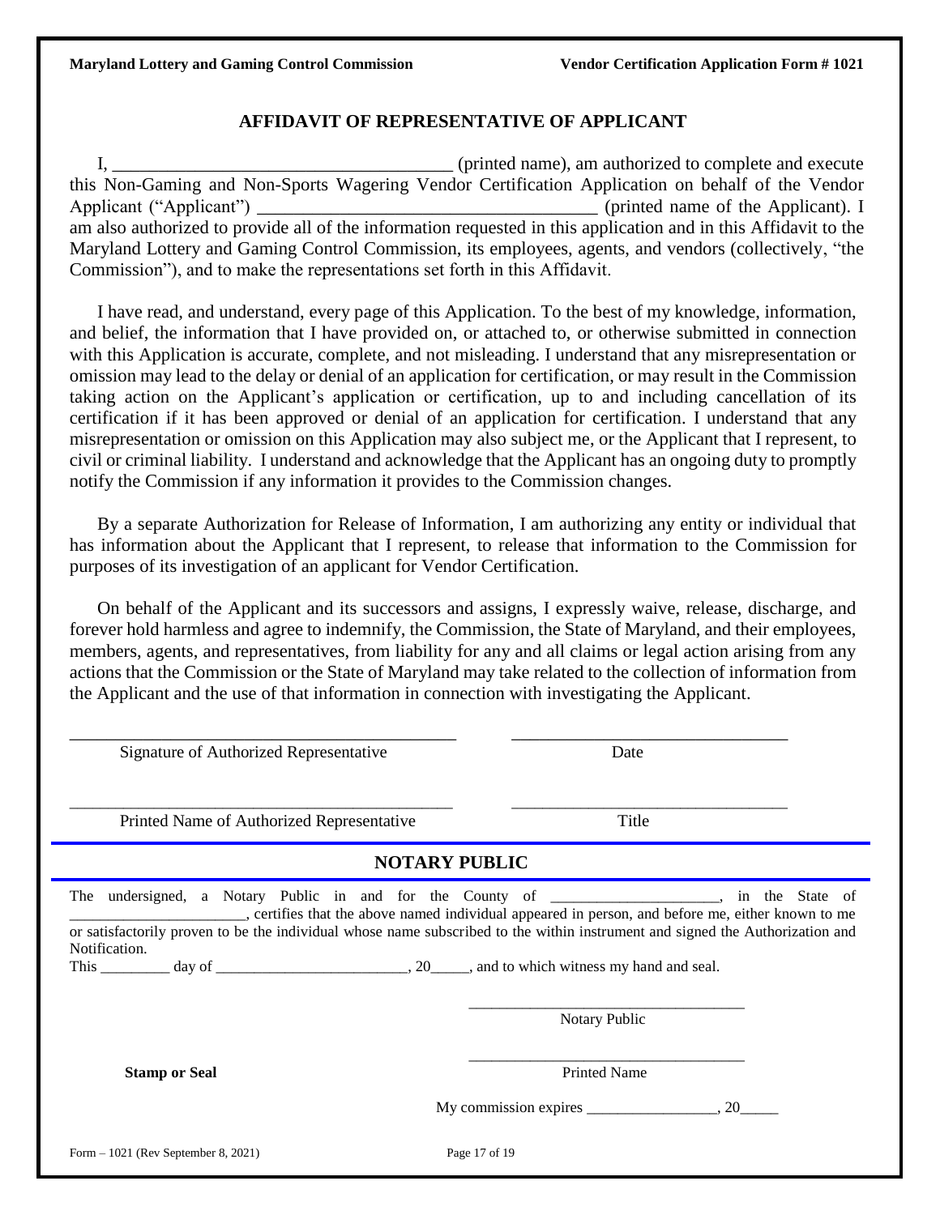## AFFIDAVIT OF REPRESENTATIVE OF APPLICANT

I, _____________________________________ (printed name), am authorized to complete and execute this Non-Gaming and Non-Sports Wagering Vendor Certification Application on behalf of the Vendor Applicant ("Applicant") _____________________________________ (printed name of the Applicant). I am also authorized to provide all of the information requested in this application and in this Affidavit to the Maryland Lottery and Gaming Control Commission, its employees, agents, and vendors (collectively, "the Commission"), and to make the representations set forth in this Affidavit.

I have read, and understand, every page of this Application. To the best of my knowledge, information, and belief, the information that I have provided on, or attached to, or otherwise submitted in connection with this Application is accurate, complete, and not misleading. I understand that any misrepresentation or omission may lead to the delay or denial of an application for certification, or may result in the Commission taking action on the Applicant's application or certification, up to and including cancellation of its certification if it has been approved or denial of an application for certification. I understand that any misrepresentation or omission on this Application may also subject me, or the Applicant that I represent, to civil or criminal liability. I understand and acknowledge that the Applicant has an ongoing duty to promptly notify the Commission if any information it provides to the Commission changes.

By a separate Authorization for Release of Information, I am authorizing any entity or individual that has information about the Applicant that I represent, to release that information to the Commission for purposes of its investigation of an applicant for Vendor Certification.

On behalf of the Applicant and its successors and assigns, I expressly waive, release, discharge, and forever hold harmless and agree to indemnify, the Commission, the State of Maryland, and their employees, members, agents, and representatives, from liability for any and all claims or legal action arising from any actions that the Commission or the State of Maryland may take related to the collection of information from the Applicant and the use of that information in connection with investigating the Applicant.

_________________________________________ _______________________________

Signature of Authorized Representative Date

_________________________________________ _______________________________

Printed Name of Authorized Representative Title

## NOTARY PUBLIC

The undersigned, a Notary Public in and for the County of _____________________, in the State of ______________________, certifies that the above named individual appeared in person, and before me, either known to me or satisfactorily proven to be the individual whose name subscribed to the within instrument and signed the Authorization and Notification.

This _________ day of ________________________, 20_____, and to which witness my hand and seal.

___________________________________

Notary Public

**Stamp or Seal**

___________________________________

Printed Name

My commission expires ________________, 20_____

Form – 1021 (Rev September 8, 2021)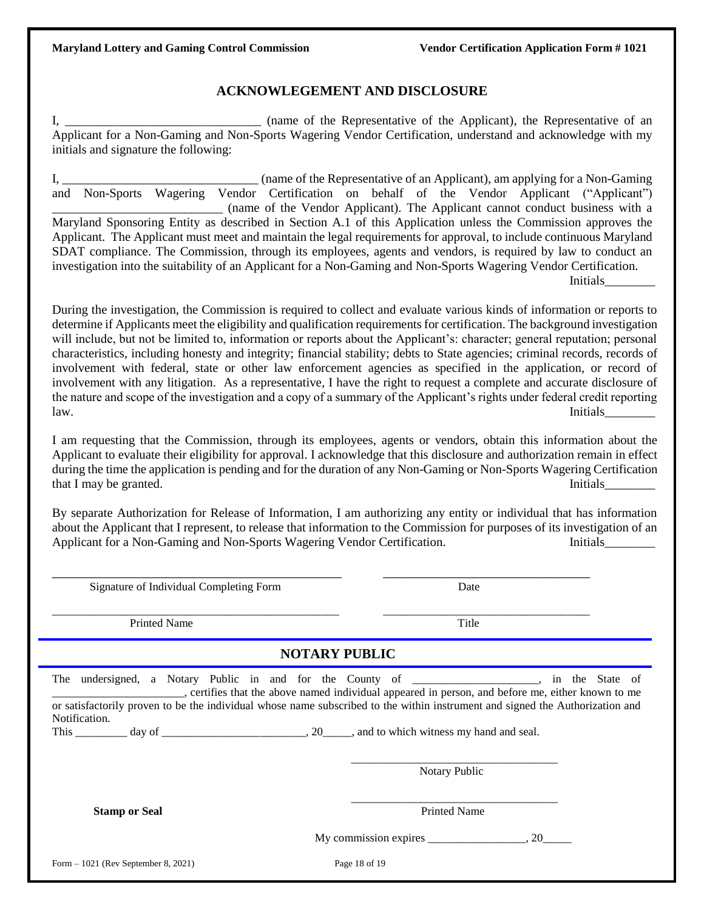## ACKNOWLEGEMENT AND DISCLOSURE

I, _______________________________ (name of the Representative of the Applicant), the Representative of an Applicant for a Non-Gaming and Non-Sports Wagering Vendor Certification, understand and acknowledge with my initials and signature the following:

I, _______________________________ (name of the Representative of an Applicant), am applying for a Non-Gaming and Non-Sports Wagering Vendor Certification on behalf of the Vendor Applicant ("Applicant") ___________________________ (name of the Vendor Applicant). The Applicant cannot conduct business with a Maryland Sponsoring Entity as described in Section A.1 of this Application unless the Commission approves the Applicant. The Applicant must meet and maintain the legal requirements for approval, to include continuous Maryland SDAT compliance. The Commission, through its employees, agents and vendors, is required by law to conduct an investigation into the suitability of an Applicant for a Non-Gaming and Non-Sports Wagering Vendor Certification. Initials________

During the investigation, the Commission is required to collect and evaluate various kinds of information or reports to determine if Applicants meet the eligibility and qualification requirements for certification. The background investigation will include, but not be limited to, information or reports about the Applicant's: character; general reputation; personal characteristics, including honesty and integrity; financial stability; debts to State agencies; criminal records, records of involvement with federal, state or other law enforcement agencies as specified in the application, or record of involvement with any litigation. As a representative, I have the right to request a complete and accurate disclosure of the nature and scope of the investigation and a copy of a summary of the Applicant's rights under federal credit reporting law. Initials________

I am requesting that the Commission, through its employees, agents or vendors, obtain this information about the Applicant to evaluate their eligibility for approval. I acknowledge that this disclosure and authorization remain in effect during the time the application is pending and for the duration of any Non-Gaming or Non-Sports Wagering Certification that I may be granted. Initials________

By separate Authorization for Release of Information, I am authorizing any entity or individual that has information about the Applicant that I represent, to release that information to the Commission for purposes of its investigation of an Applicant for a Non-Gaming and Non-Sports Wagering Vendor Certification. Initials________

_______________________________________________ ________________________________

Signature of Individual Completing Form Date

_______________________________________________ ________________________________

Printed Name Title

## NOTARY PUBLIC

The undersigned, a Notary Public in and for the County of _____________________, in the State of ______________________, certifies that the above named individual appeared in person, and before me, either known to me or satisfactorily proven to be the individual whose name subscribed to the within instrument and signed the Authorization and Notification.

This _________ day of _________________________, 20_____, and to which witness my hand and seal.

___________________________________

Notary Public

**Stamp or Seal**

___________________________________

Printed Name

My commission expires _________________, 20_____

Form – 1021 (Rev September 8, 2021)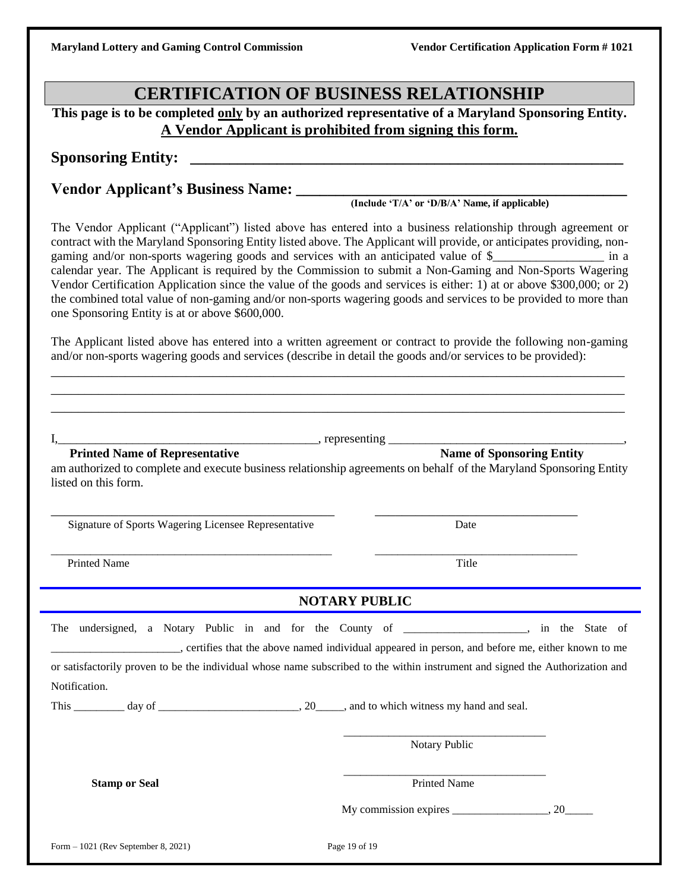# CERTIFICATION OF BUSINESS RELATIONSHIP

**This page is to be completed only by an authorized representative of a Maryland Sponsoring Entity.**
**A Vendor Applicant is prohibited from signing this form.**

**Sponsoring Entity: \_\_\_\_\_\_\_\_\_\_\_\_\_\_\_\_\_\_\_\_\_\_\_\_\_\_\_\_\_\_\_\_\_\_\_\_\_\_\_\_\_\_\_\_\_\_\_\_\_\_**

**Vendor Applicant's Business Name: \_\_\_\_\_\_\_\_\_\_\_\_\_\_\_\_\_\_\_\_\_\_\_\_\_\_\_\_\_\_\_\_\_\_\_\_\_\_\_\_**
**(Include 'T/A' or 'D/B/A' Name, if applicable)**

The Vendor Applicant ("Applicant") listed above has entered into a business relationship through agreement or contract with the Maryland Sponsoring Entity listed above. The Applicant will provide, or anticipates providing, non-gaming and/or non-sports wagering goods and services with an anticipated value of $\_\_\_\_\_\_\_\_\_\_\_\_\_\_\_\_\_\_ in a calendar year. The Applicant is required by the Commission to submit a Non-Gaming and Non-Sports Wagering Vendor Certification Application since the value of the goods and services is either: 1) at or above $300,000; or 2) the combined total value of non-gaming and/or non-sports wagering goods and services to be provided to more than one Sponsoring Entity is at or above $600,000.

The Applicant listed above has entered into a written agreement or contract to provide the following non-gaming and/or non-sports wagering goods and services (describe in detail the goods and/or services to be provided):

\_\_\_\_\_\_\_\_\_\_\_\_\_\_\_\_\_\_\_\_\_\_\_\_\_\_\_\_\_\_\_\_\_\_\_\_\_\_\_\_\_\_\_\_\_\_\_\_\_\_\_\_\_\_\_\_\_\_\_\_\_\_\_\_\_\_\_\_\_\_\_\_\_\_\_\_\_\_

\_\_\_\_\_\_\_\_\_\_\_\_\_\_\_\_\_\_\_\_\_\_\_\_\_\_\_\_\_\_\_\_\_\_\_\_\_\_\_\_\_\_\_\_\_\_\_\_\_\_\_\_\_\_\_\_\_\_\_\_\_\_\_\_\_\_\_\_\_\_\_\_\_\_\_\_\_\_

\_\_\_\_\_\_\_\_\_\_\_\_\_\_\_\_\_\_\_\_\_\_\_\_\_\_\_\_\_\_\_\_\_\_\_\_\_\_\_\_\_\_\_\_\_\_\_\_\_\_\_\_\_\_\_\_\_\_\_\_\_\_\_\_\_\_\_\_\_\_\_\_\_\_\_\_\_\_

I,\_\_\_\_\_\_\_\_\_\_\_\_\_\_\_\_\_\_\_\_\_\_\_\_\_\_\_\_\_\_\_\_\_\_\_\_\_\_\_\_, representing \_\_\_\_\_\_\_\_\_\_\_\_\_\_\_\_\_\_\_\_\_\_\_\_\_\_\_\_\_\_\_\_\_\_\_\_\_\_,
**Printed Name of Representative** **Name of Sponsoring Entity**
am authorized to complete and execute business relationship agreements on behalf of the Maryland Sponsoring Entity listed on this form.

\_\_\_\_\_\_\_\_\_\_\_\_\_\_\_\_\_\_\_\_\_\_\_\_\_\_\_\_\_\_\_\_\_\_\_\_\_\_\_\_ \_\_\_\_\_\_\_\_\_\_\_\_\_\_\_\_\_\_\_\_\_\_\_\_\_\_\_\_\_\_\_\_
Signature of Sports Wagering Licensee Representative Date

\_\_\_\_\_\_\_\_\_\_\_\_\_\_\_\_\_\_\_\_\_\_\_\_\_\_\_\_\_\_\_\_\_\_\_\_\_\_\_\_ \_\_\_\_\_\_\_\_\_\_\_\_\_\_\_\_\_\_\_\_\_\_\_\_\_\_\_\_\_\_\_\_
Printed Name Title

## NOTARY PUBLIC

The undersigned, a Notary Public in and for the County of \_\_\_\_\_\_\_\_\_\_\_\_\_\_\_\_\_\_\_\_\_, in the State of \_\_\_\_\_\_\_\_\_\_\_\_\_\_\_\_\_\_\_\_\_\_, certifies that the above named individual appeared in person, and before me, either known to me or satisfactorily proven to be the individual whose name subscribed to the within instrument and signed the Authorization and Notification.

This \_\_\_\_\_\_\_\_\_ day of \_\_\_\_\_\_\_\_\_\_\_\_\_\_\_\_\_\_\_\_\_\_\_\_\_, 20\_\_\_\_\_, and to which witness my hand and seal.

\_\_\_\_\_\_\_\_\_\_\_\_\_\_\_\_\_\_\_\_\_\_\_\_\_\_\_\_\_\_\_\_
Notary Public

**Stamp or Seal**

\_\_\_\_\_\_\_\_\_\_\_\_\_\_\_\_\_\_\_\_\_\_\_\_\_\_\_\_\_\_\_\_
Printed Name

My commission expires \_\_\_\_\_\_\_\_\_\_\_\_\_\_\_\_\_, 20\_\_\_\_\_